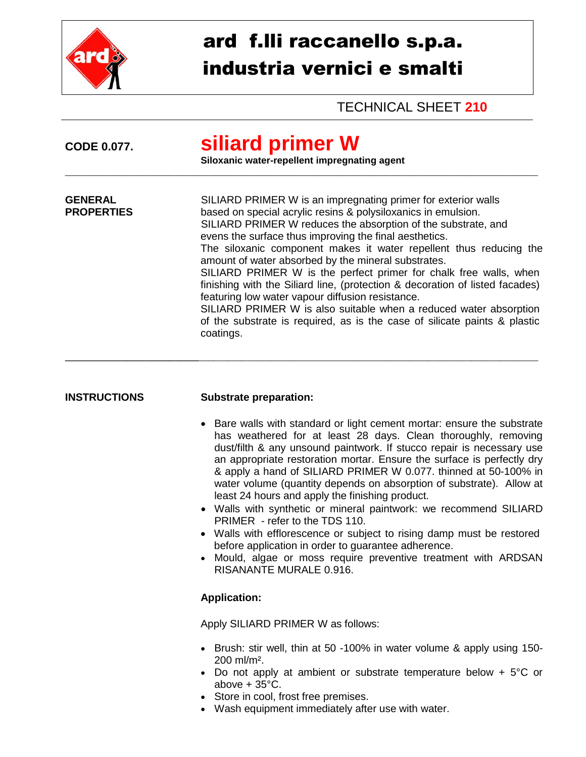# ard f.lli raccanello s.p.a.
# industria vernici e smalti

TECHNICAL SHEET **210**

**CODE 0.077.**

## siliard primer W

**Siloxanic water-repellent impregnating agent**

---

**GENERAL PROPERTIES**

SILIARD PRIMER W is an impregnating primer for exterior walls based on special acrylic resins & polysiloxanics in emulsion.
SILIARD PRIMER W reduces the absorption of the substrate, and evens the surface thus improving the final aesthetics.
The siloxanic component makes it water repellent thus reducing the amount of water absorbed by the mineral substrates.
SILIARD PRIMER W is the perfect primer for chalk free walls, when finishing with the Siliard line, (protection & decoration of listed facades) featuring low water vapour diffusion resistance.
SILIARD PRIMER W is also suitable when a reduced water absorption of the substrate is required, as is the case of silicate paints & plastic coatings.

---

**INSTRUCTIONS**

**Substrate preparation:**

- Bare walls with standard or light cement mortar: ensure the substrate has weathered for at least 28 days. Clean thoroughly, removing dust/filth & any unsound paintwork. If stucco repair is necessary use an appropriate restoration mortar. Ensure the surface is perfectly dry & apply a hand of SILIARD PRIMER W 0.077. thinned at 50-100% in water volume (quantity depends on absorption of substrate). Allow at least 24 hours and apply the finishing product.
- Walls with synthetic or mineral paintwork: we recommend SILIARD PRIMER - refer to the TDS 110.
- Walls with efflorescence or subject to rising damp must be restored before application in order to guarantee adherence.
- Mould, algae or moss require preventive treatment with ARDSAN RISANANTE MURALE 0.916.

**Application:**

Apply SILIARD PRIMER W as follows:

- Brush: stir well, thin at 50 -100% in water volume & apply using 150-200 ml/m².
- Do not apply at ambient or substrate temperature below + 5°C or above + 35°C.
- Store in cool, frost free premises.
- Wash equipment immediately after use with water.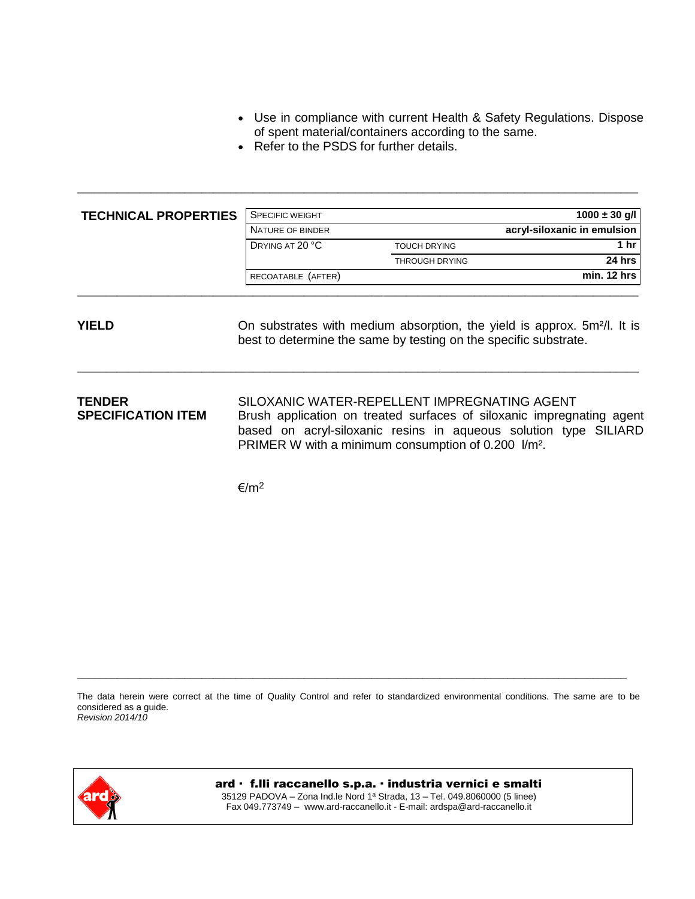- Use in compliance with current Health & Safety Regulations. Dispose of spent material/containers according to the same.
- Refer to the PSDS for further details.

## TECHNICAL PROPERTIES

| | | |
|---|---|---|
| SPECIFIC WEIGHT | | **1000 ± 30 g/l** |
| NATURE OF BINDER | | **acryl-siloxanic in emulsion** |
| DRYING AT 20 °C | TOUCH DRYING | **1 hr** |
| | THROUGH DRYING | **24 hrs** |
| RECOATABLE (AFTER) | | **min. 12 hrs** |

## YIELD

On substrates with medium absorption, the yield is approx. 5m²/l. It is best to determine the same by testing on the specific substrate.

## TENDER SPECIFICATION ITEM

SILOXANIC WATER-REPELLENT IMPREGNATING AGENT
Brush application on treated surfaces of siloxanic impregnating agent based on acryl-siloxanic resins in aqueous solution type SILIARD PRIMER W with a minimum consumption of 0.200 l/m².

€/m²

The data herein were correct at the time of Quality Control and refer to standardized environmental conditions. The same are to be considered as a guide.
*Revision 2014/10*

**ard · f.lli raccanello s.p.a. · industria vernici e smalti**
35129 PADOVA – Zona Ind.le Nord 1ª Strada, 13 – Tel. 049.8060000 (5 linee)
Fax 049.773749 – www.ard-raccanello.it - E-mail: ardspa@ard-raccanello.it